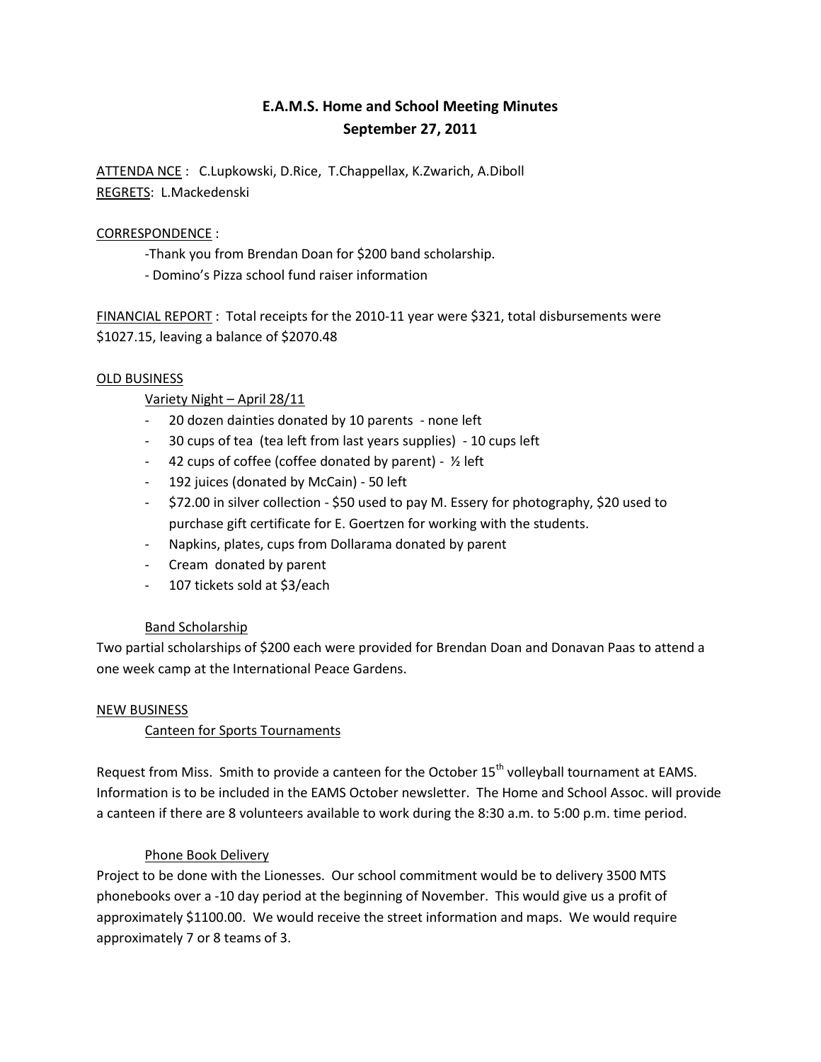# E.A.M.S. Home and School Meeting Minutes
## September 27, 2011

ATTENDA NCE : C.Lupkowski, D.Rice, T.Chappellax, K.Zwarich, A.Diboll
REGRETS: L.Mackedenski

CORRESPONDENCE :

-Thank you from Brendan Doan for $200 band scholarship.
- Domino's Pizza school fund raiser information

FINANCIAL REPORT : Total receipts for the 2010-11 year were $321, total disbursements were $1027.15, leaving a balance of $2070.48

OLD BUSINESS

Variety Night – April 28/11

- 20 dozen dainties donated by 10 parents - none left
- 30 cups of tea (tea left from last years supplies) - 10 cups left
- 42 cups of coffee (coffee donated by parent) - ½ left
- 192 juices (donated by McCain) - 50 left
- $72.00 in silver collection - $50 used to pay M. Essery for photography, $20 used to purchase gift certificate for E. Goertzen for working with the students.
- Napkins, plates, cups from Dollarama donated by parent
- Cream donated by parent
- 107 tickets sold at $3/each

Band Scholarship

Two partial scholarships of $200 each were provided for Brendan Doan and Donavan Paas to attend a one week camp at the International Peace Gardens.

NEW BUSINESS

Canteen for Sports Tournaments

Request from Miss. Smith to provide a canteen for the October 15th volleyball tournament at EAMS. Information is to be included in the EAMS October newsletter. The Home and School Assoc. will provide a canteen if there are 8 volunteers available to work during the 8:30 a.m. to 5:00 p.m. time period.

Phone Book Delivery

Project to be done with the Lionesses. Our school commitment would be to delivery 3500 MTS phonebooks over a -10 day period at the beginning of November. This would give us a profit of approximately $1100.00. We would receive the street information and maps. We would require approximately 7 or 8 teams of 3.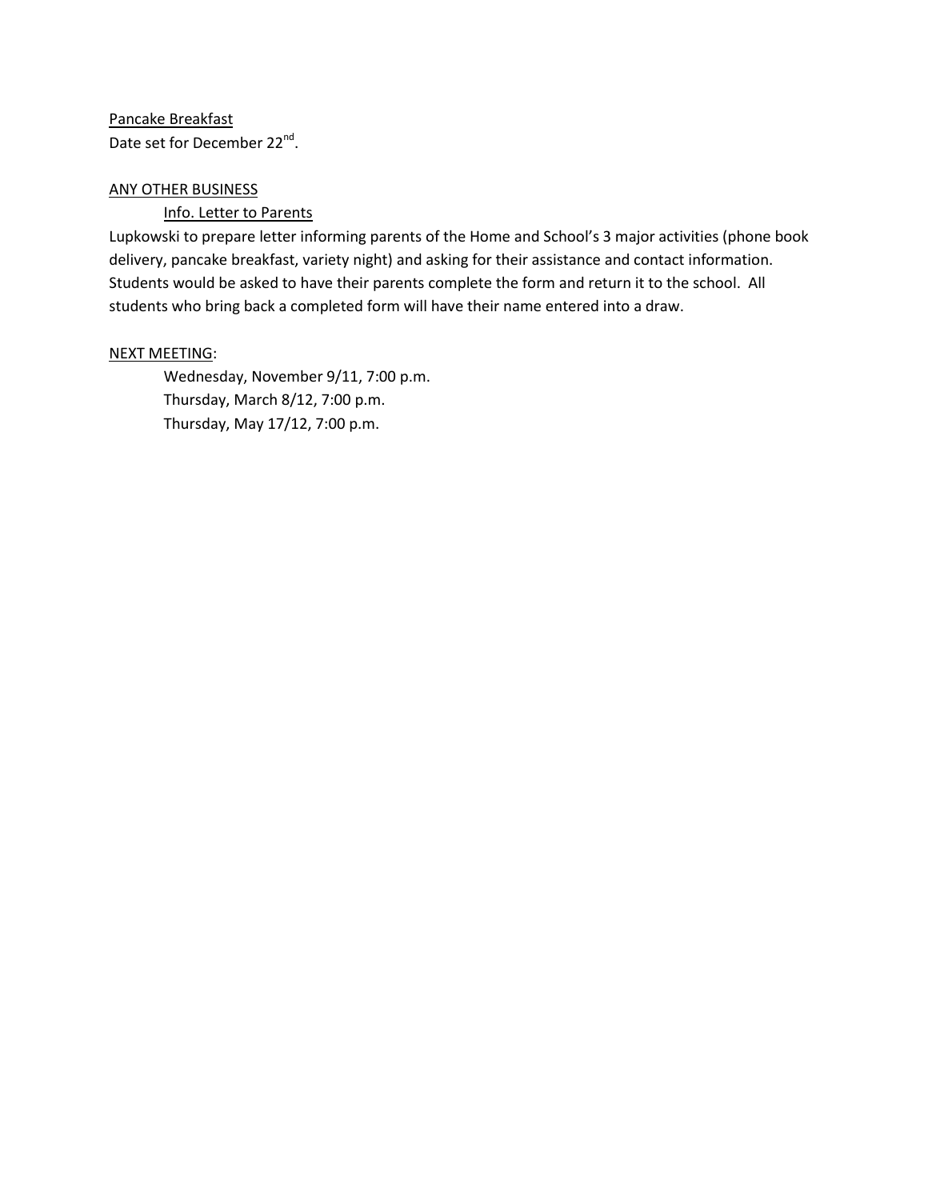Pancake Breakfast

Date set for December 22nd.

ANY OTHER BUSINESS

Info. Letter to Parents

Lupkowski to prepare letter informing parents of the Home and School's 3 major activities (phone book delivery, pancake breakfast, variety night) and asking for their assistance and contact information. Students would be asked to have their parents complete the form and return it to the school. All students who bring back a completed form will have their name entered into a draw.

NEXT MEETING:

Wednesday, November 9/11, 7:00 p.m.
Thursday, March 8/12, 7:00 p.m.
Thursday, May 17/12, 7:00 p.m.